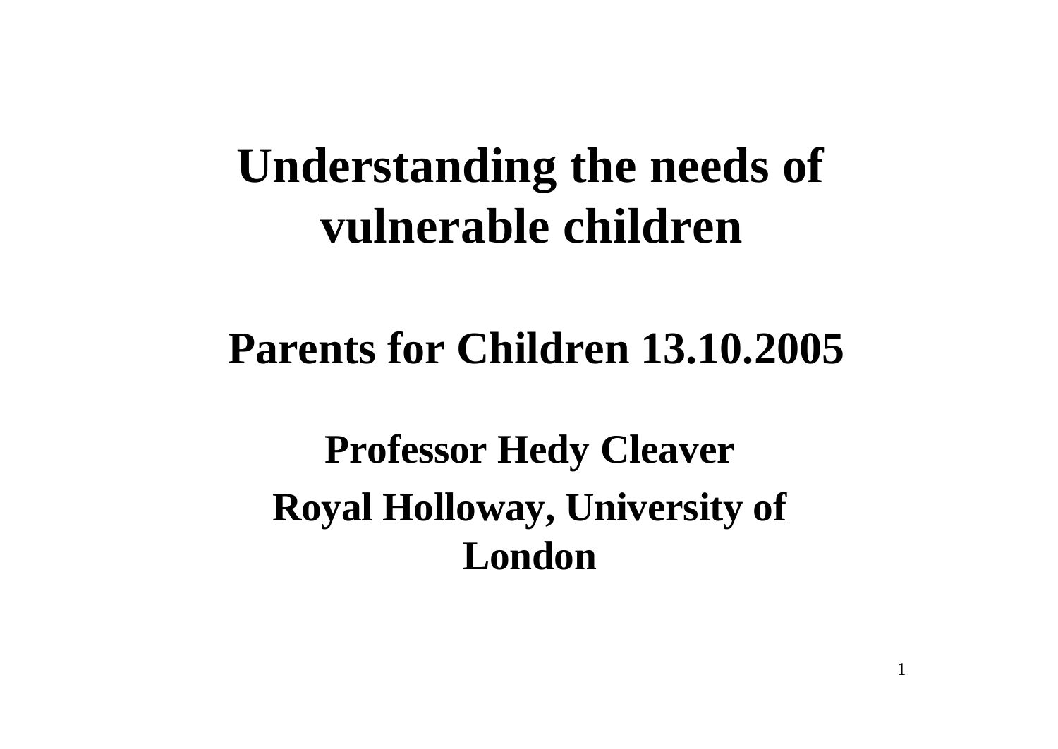# Understanding the needs of vulnerable children

## Parents for Children 13.10.2005

**Professor Hedy Cleaver**

**Royal Holloway, University of London**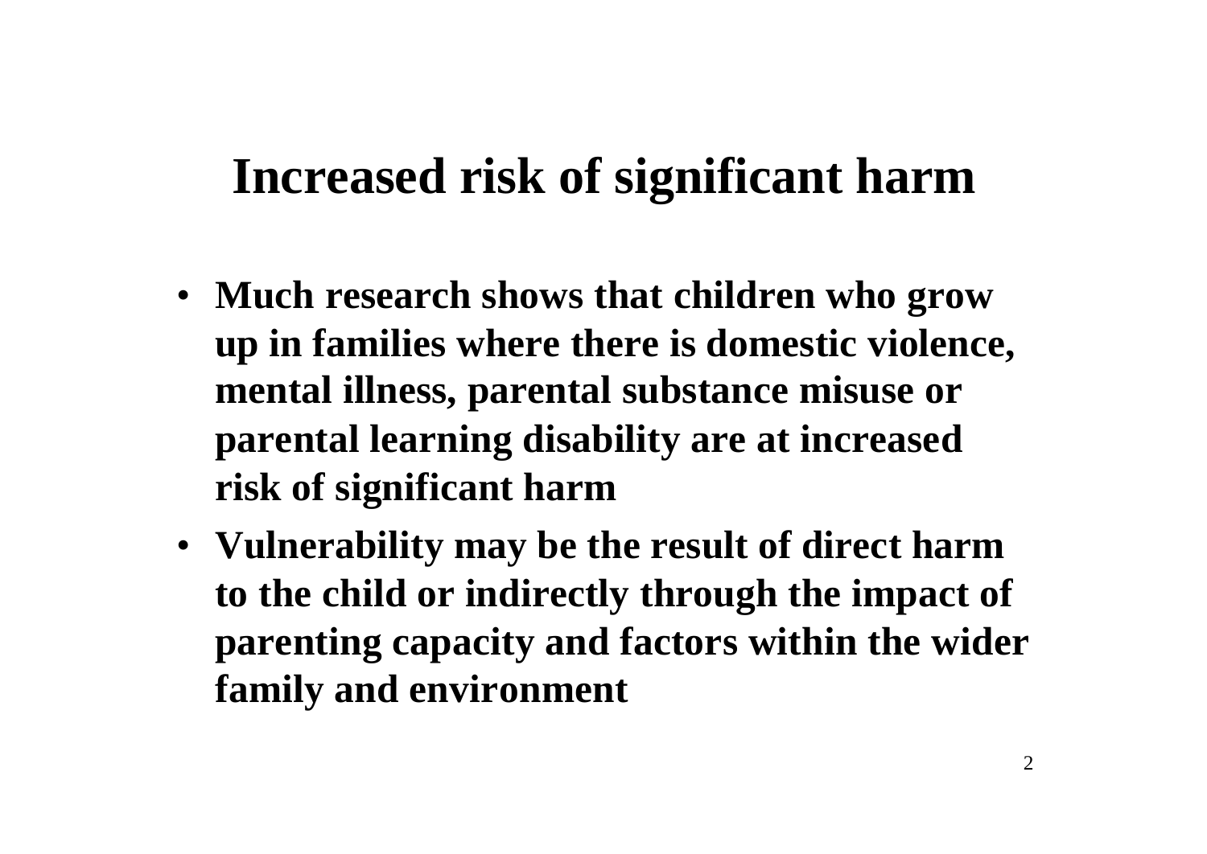# Increased risk of significant harm

- **Much research shows that children who grow up in families where there is domestic violence, mental illness, parental substance misuse or parental learning disability are at increased risk of significant harm**
- **Vulnerability may be the result of direct harm to the child or indirectly through the impact of parenting capacity and factors within the wider family and environment**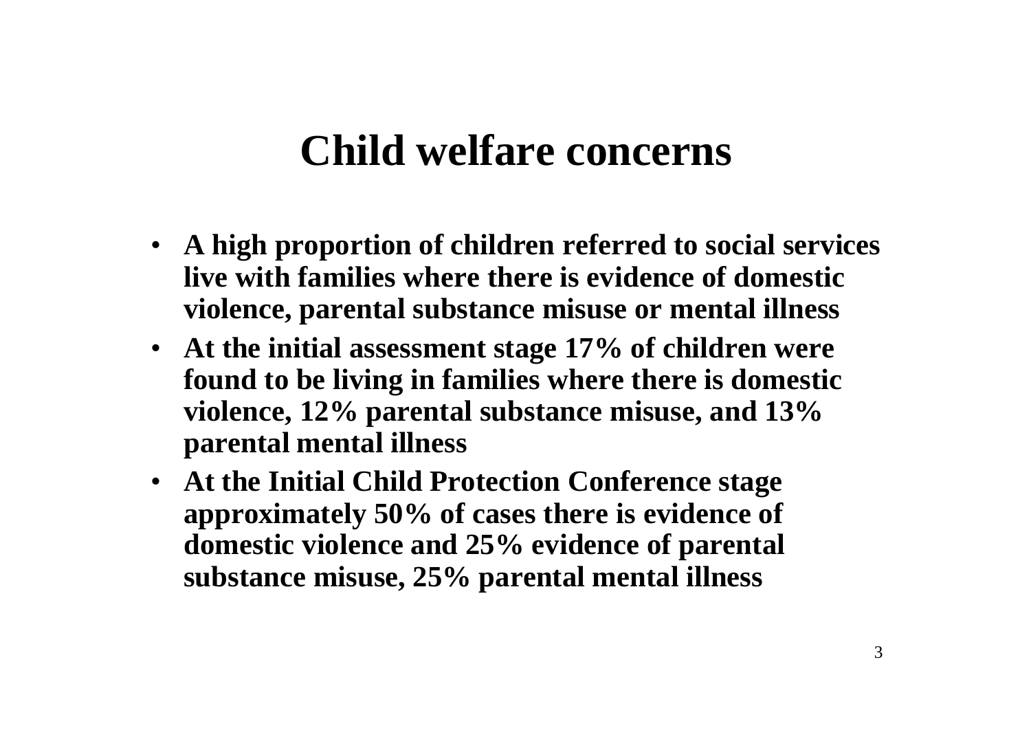# Child welfare concerns

- **A high proportion of children referred to social services live with families where there is evidence of domestic violence, parental substance misuse or mental illness**
- **At the initial assessment stage 17% of children were found to be living in families where there is domestic violence, 12% parental substance misuse, and 13% parental mental illness**
- **At the Initial Child Protection Conference stage approximately 50% of cases there is evidence of domestic violence and 25% evidence of parental substance misuse, 25% parental mental illness**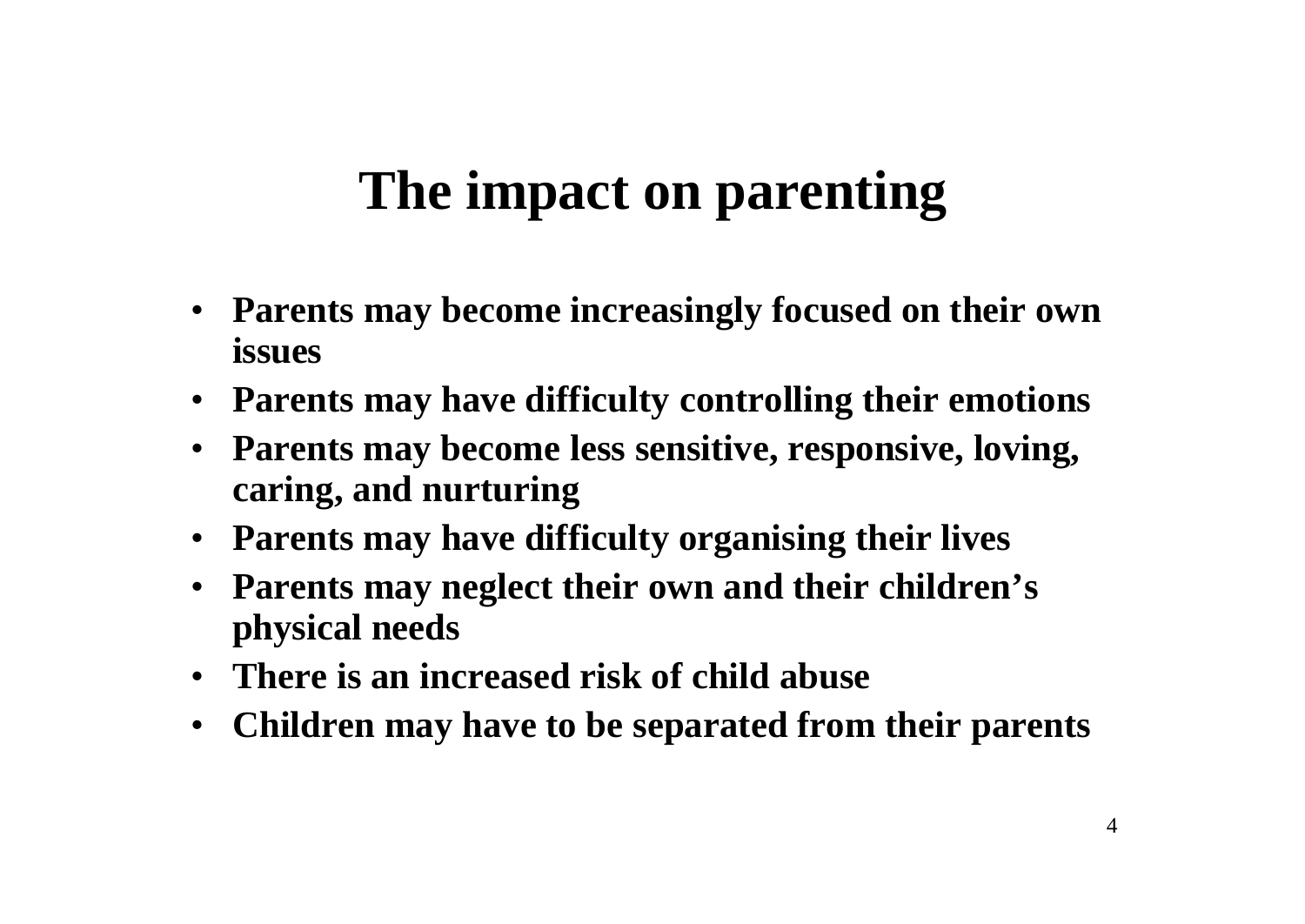# The impact on parenting

- **Parents may become increasingly focused on their own issues**
- **Parents may have difficulty controlling their emotions**
- **Parents may become less sensitive, responsive, loving, caring, and nurturing**
- **Parents may have difficulty organising their lives**
- **Parents may neglect their own and their children's physical needs**
- **There is an increased risk of child abuse**
- **Children may have to be separated from their parents**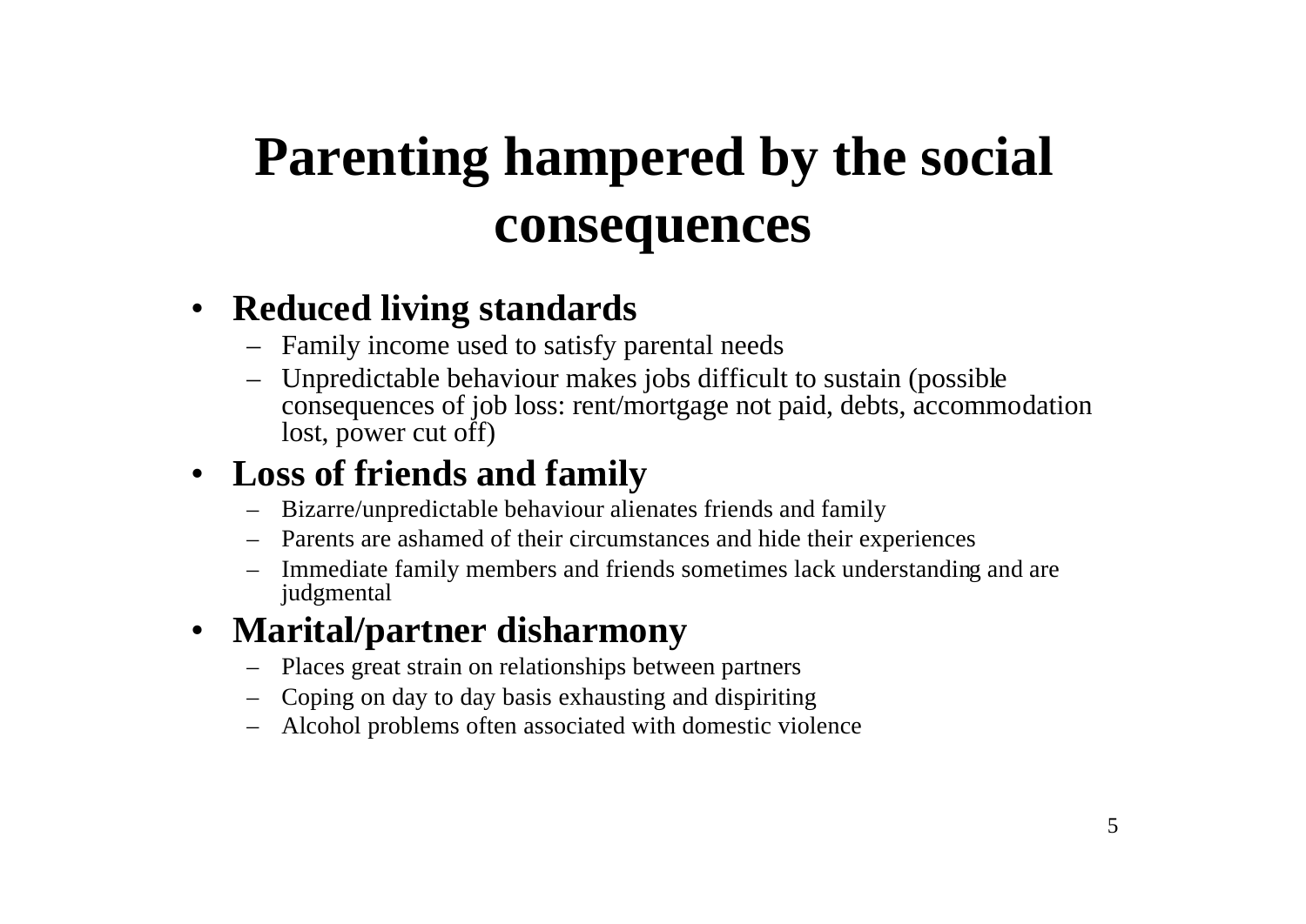# Parenting hampered by the social consequences

- **Reduced living standards**
  - Family income used to satisfy parental needs
  - Unpredictable behaviour makes jobs difficult to sustain (possible consequences of job loss: rent/mortgage not paid, debts, accommodation lost, power cut off)
- **Loss of friends and family**
  - Bizarre/unpredictable behaviour alienates friends and family
  - Parents are ashamed of their circumstances and hide their experiences
  - Immediate family members and friends sometimes lack understanding and are judgmental
- **Marital/partner disharmony**
  - Places great strain on relationships between partners
  - Coping on day to day basis exhausting and dispiriting
  - Alcohol problems often associated with domestic violence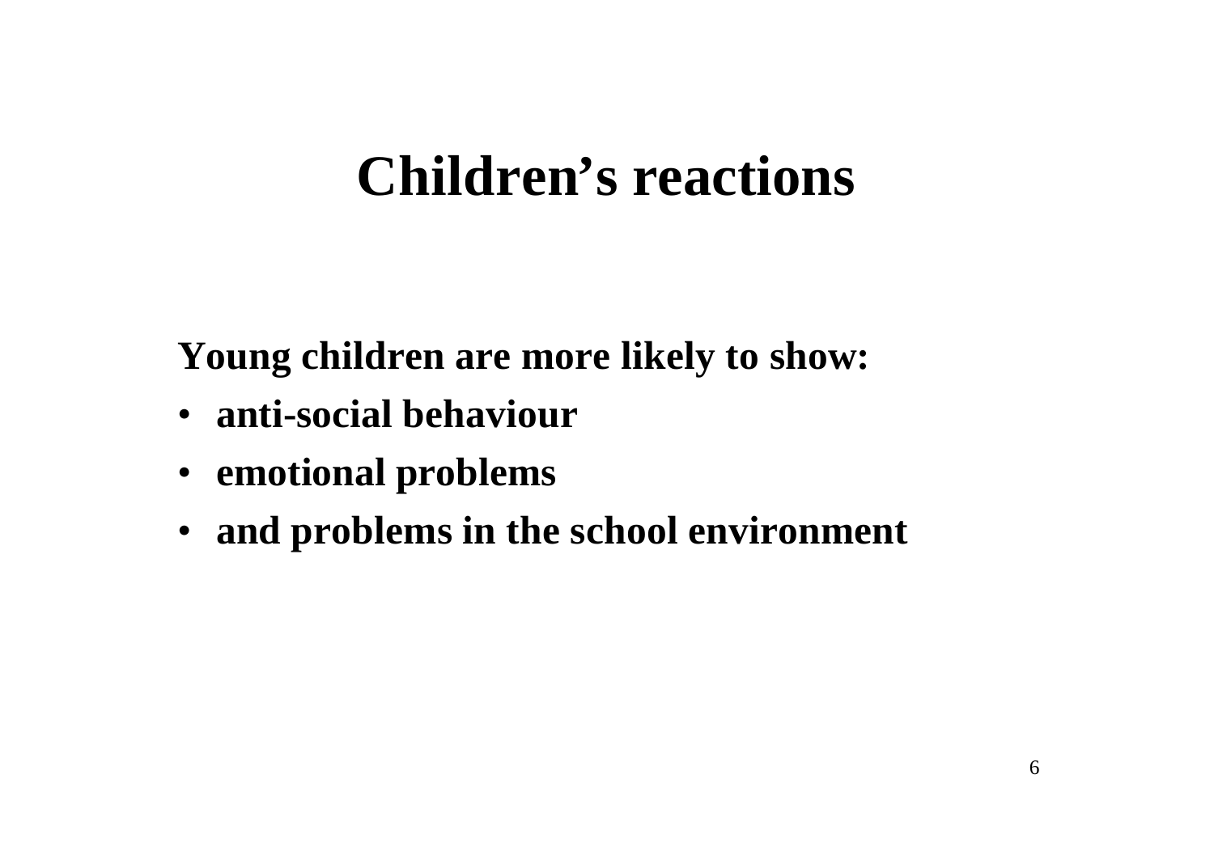# Children's reactions

**Young children are more likely to show:**

- **anti-social behaviour**
- **emotional problems**
- **and problems in the school environment**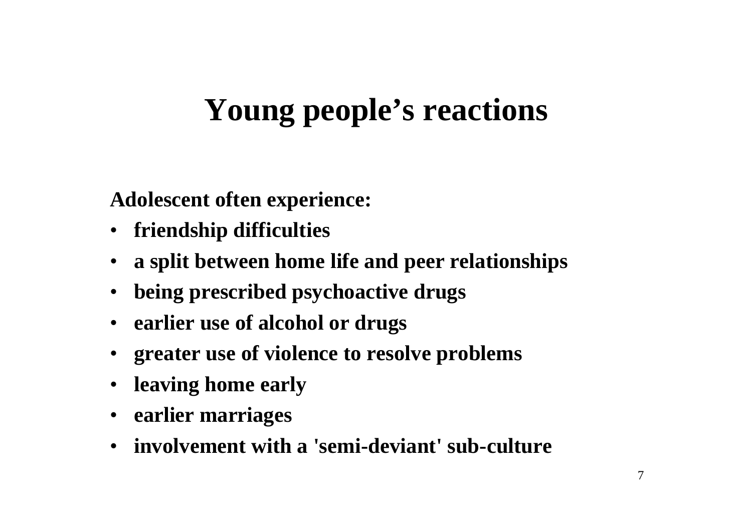# Young people's reactions

**Adolescent often experience:**

- **friendship difficulties**
- **a split between home life and peer relationships**
- **being prescribed psychoactive drugs**
- **earlier use of alcohol or drugs**
- **greater use of violence to resolve problems**
- **leaving home early**
- **earlier marriages**
- **involvement with a 'semi-deviant' sub-culture**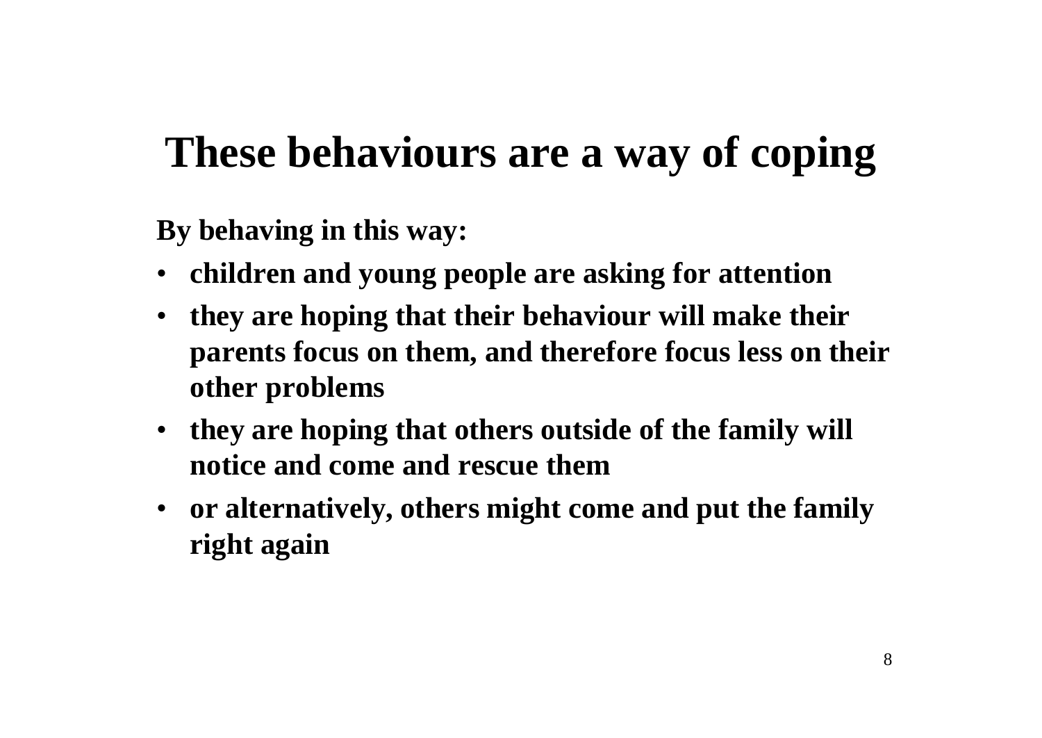# These behaviours are a way of coping

**By behaving in this way:**

- **children and young people are asking for attention**
- **they are hoping that their behaviour will make their parents focus on them, and therefore focus less on their other problems**
- **they are hoping that others outside of the family will notice and come and rescue them**
- **or alternatively, others might come and put the family right again**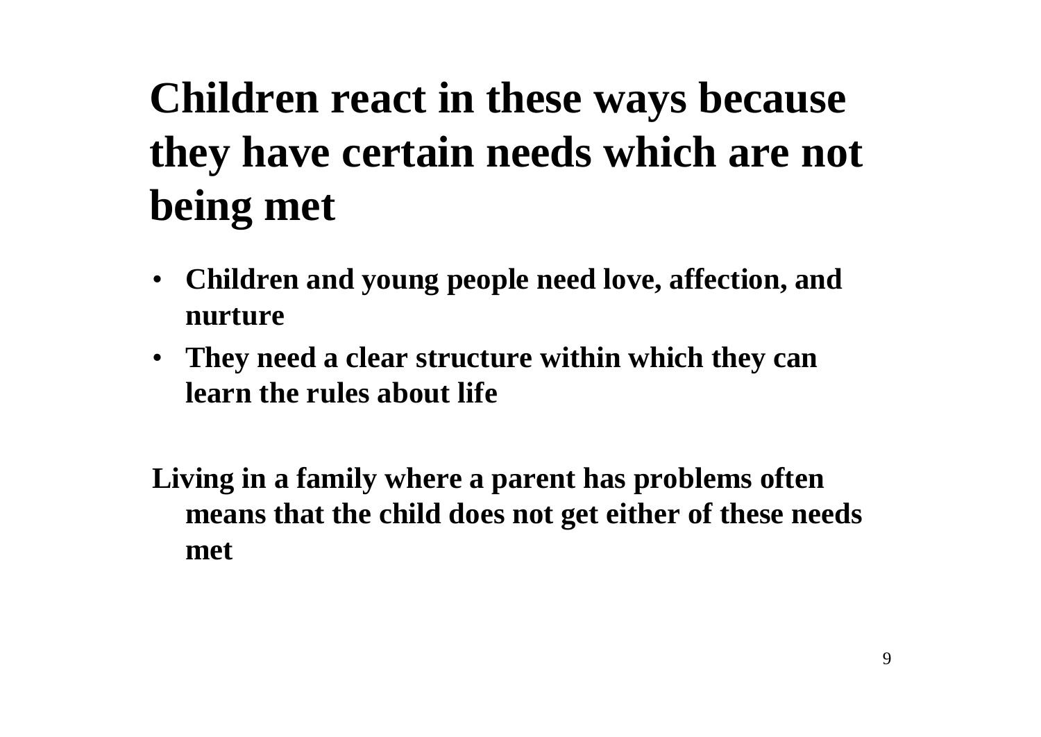# Children react in these ways because they have certain needs which are not being met

- **Children and young people need love, affection, and nurture**
- **They need a clear structure within which they can learn the rules about life**

**Living in a family where a parent has problems often means that the child does not get either of these needs met**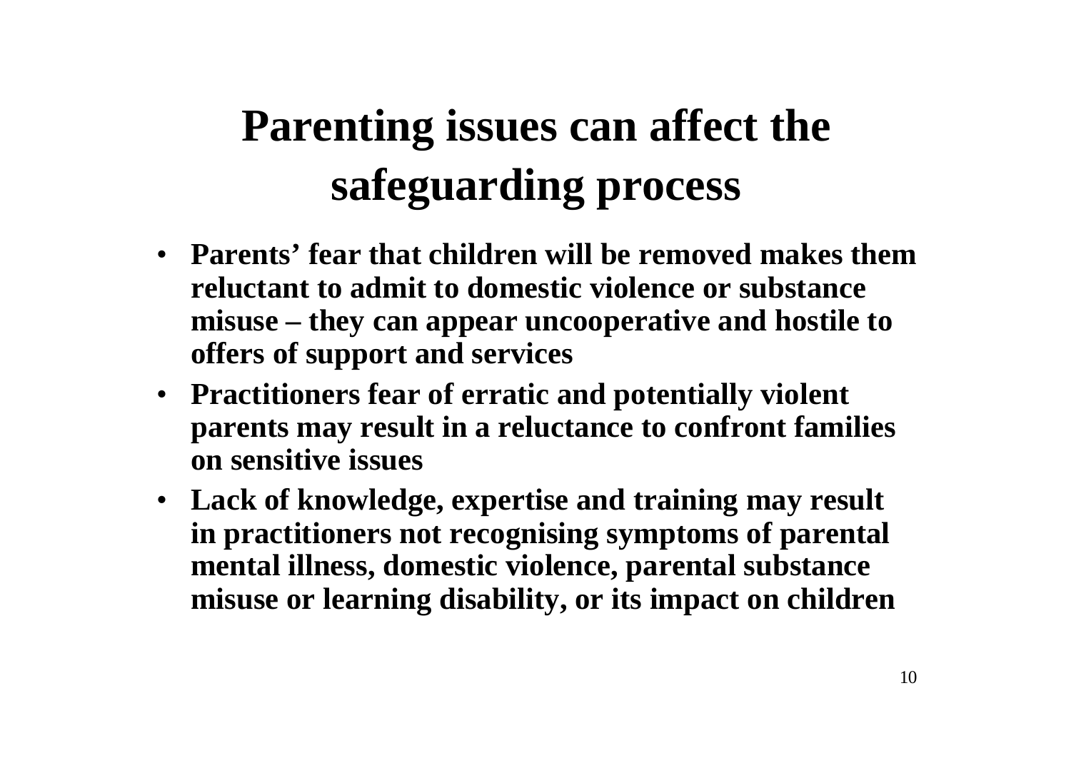# Parenting issues can affect the safeguarding process

- **Parents' fear that children will be removed makes them reluctant to admit to domestic violence or substance misuse – they can appear uncooperative and hostile to offers of support and services**
- **Practitioners fear of erratic and potentially violent parents may result in a reluctance to confront families on sensitive issues**
- **Lack of knowledge, expertise and training may result in practitioners not recognising symptoms of parental mental illness, domestic violence, parental substance misuse or learning disability, or its impact on children**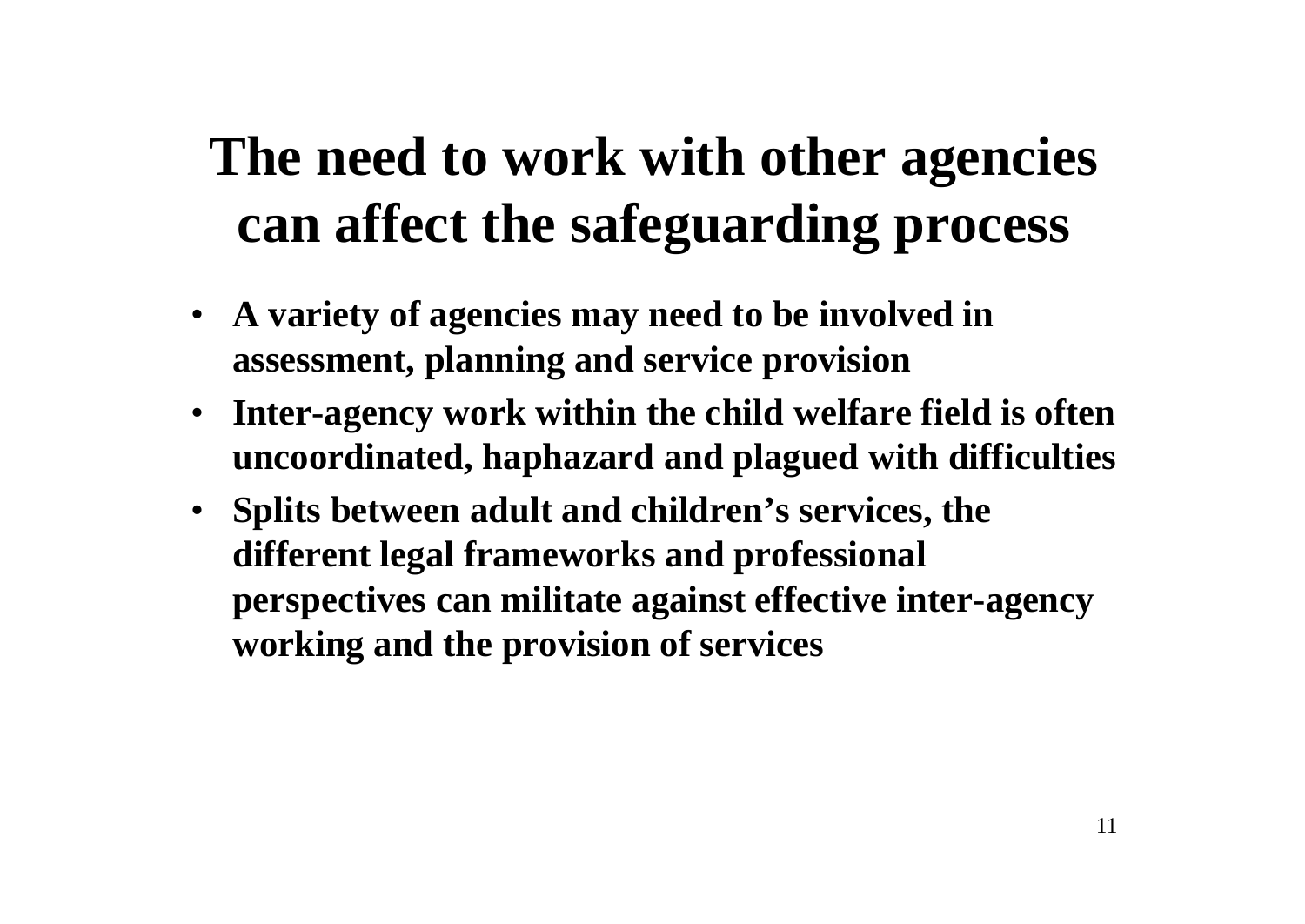# The need to work with other agencies can affect the safeguarding process

- **A variety of agencies may need to be involved in assessment, planning and service provision**
- **Inter-agency work within the child welfare field is often uncoordinated, haphazard and plagued with difficulties**
- **Splits between adult and children's services, the different legal frameworks and professional perspectives can militate against effective inter-agency working and the provision of services**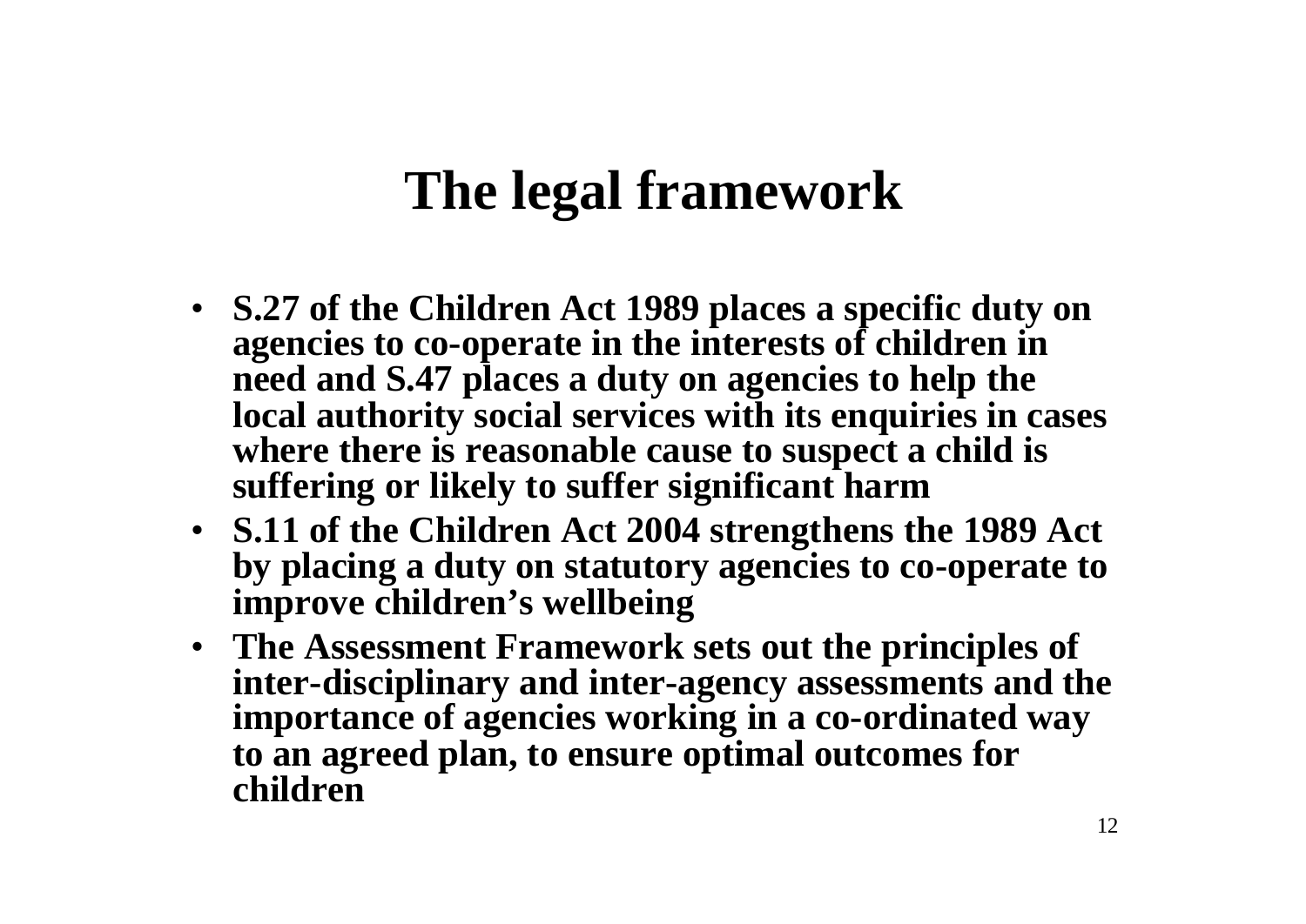# The legal framework

- **S.27 of the Children Act 1989 places a specific duty on agencies to co-operate in the interests of children in need and S.47 places a duty on agencies to help the local authority social services with its enquiries in cases where there is reasonable cause to suspect a child is suffering or likely to suffer significant harm**
- **S.11 of the Children Act 2004 strengthens the 1989 Act by placing a duty on statutory agencies to co-operate to improve children's wellbeing**
- **The Assessment Framework sets out the principles of inter-disciplinary and inter-agency assessments and the importance of agencies working in a co-ordinated way to an agreed plan, to ensure optimal outcomes for children**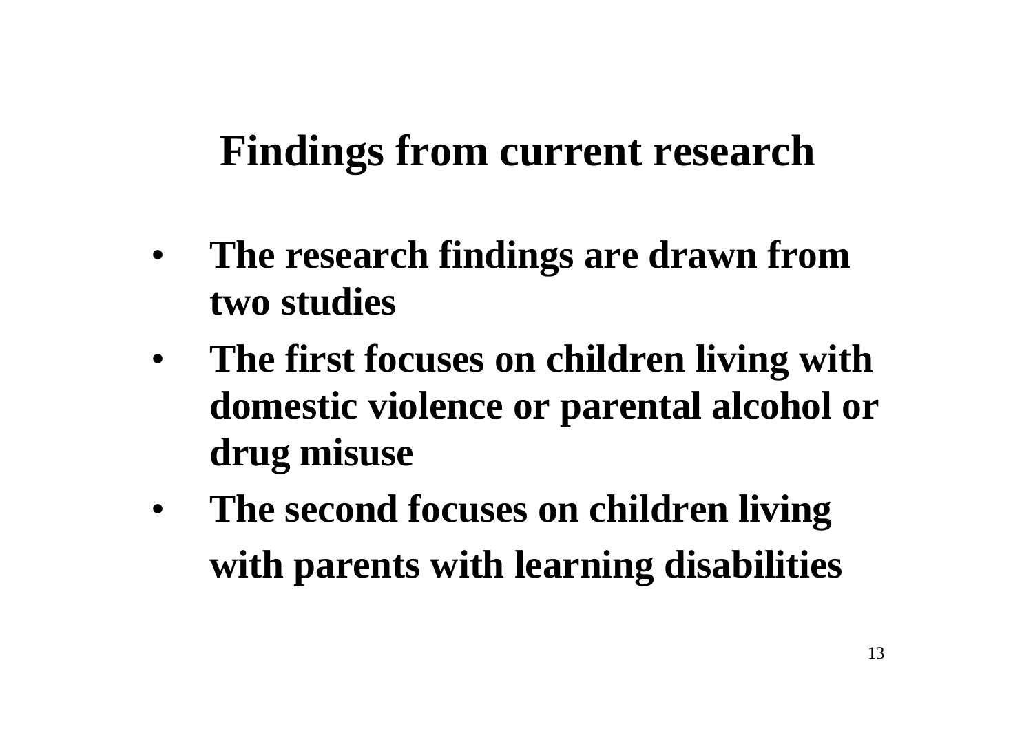# Findings from current research

- **The research findings are drawn from two studies**
- **The first focuses on children living with domestic violence or parental alcohol or drug misuse**
- **The second focuses on children living with parents with learning disabilities**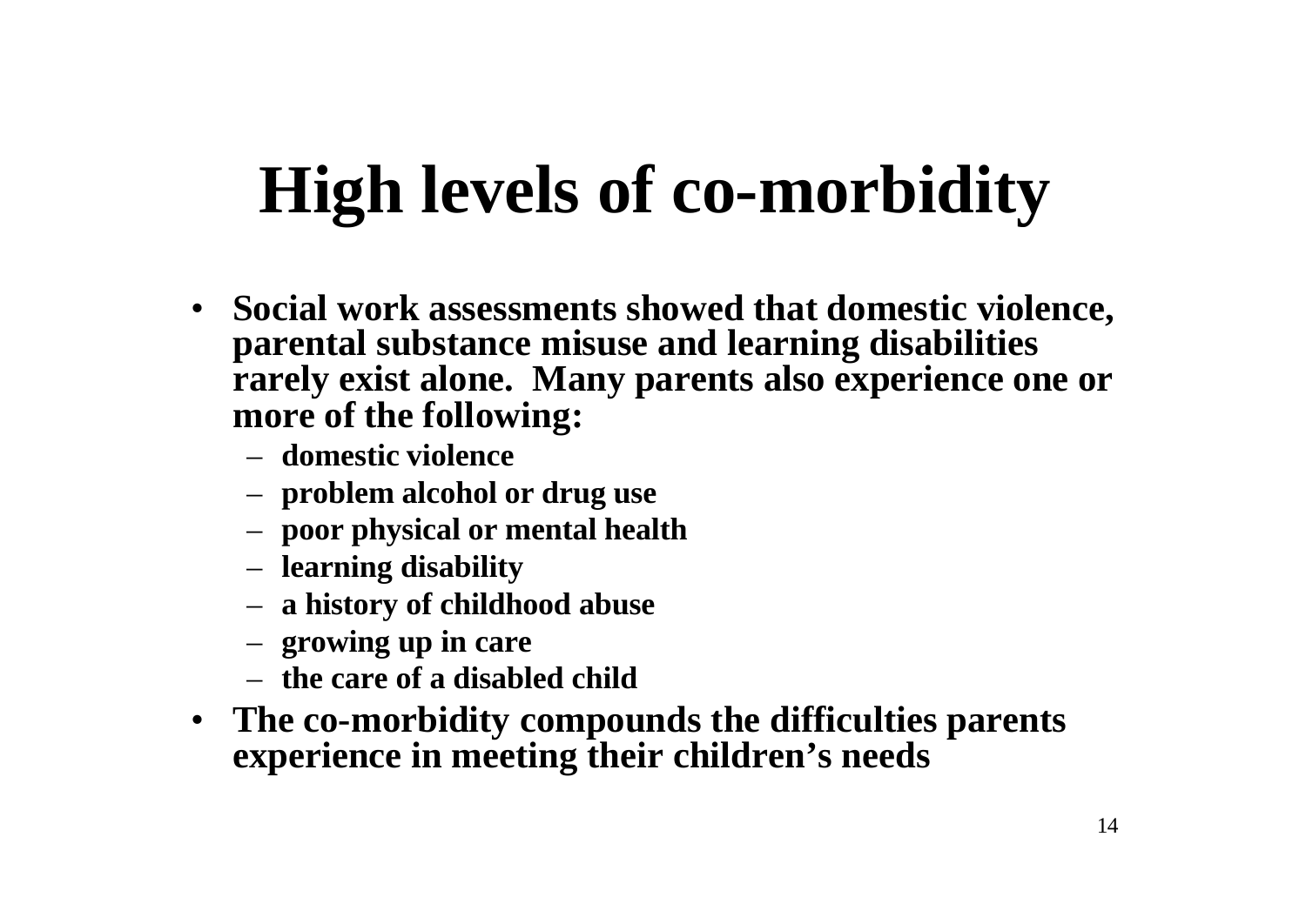# High levels of co-morbidity

- **Social work assessments showed that domestic violence, parental substance misuse and learning disabilities rarely exist alone. Many parents also experience one or more of the following:**
  - **domestic violence**
  - **problem alcohol or drug use**
  - **poor physical or mental health**
  - **learning disability**
  - **a history of childhood abuse**
  - **growing up in care**
  - **the care of a disabled child**
- **The co-morbidity compounds the difficulties parents experience in meeting their children's needs**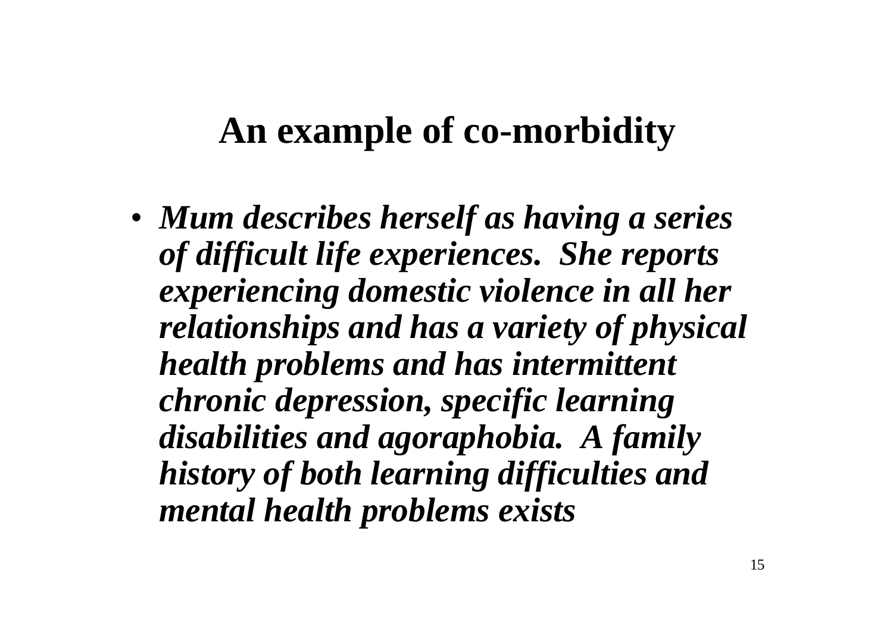# An example of co-morbidity

- ***Mum describes herself as having a series of difficult life experiences.  She reports experiencing domestic violence in all her relationships and has a variety of physical health problems and has intermittent chronic depression, specific learning disabilities and agoraphobia.  A family history of both learning difficulties and mental health problems exists***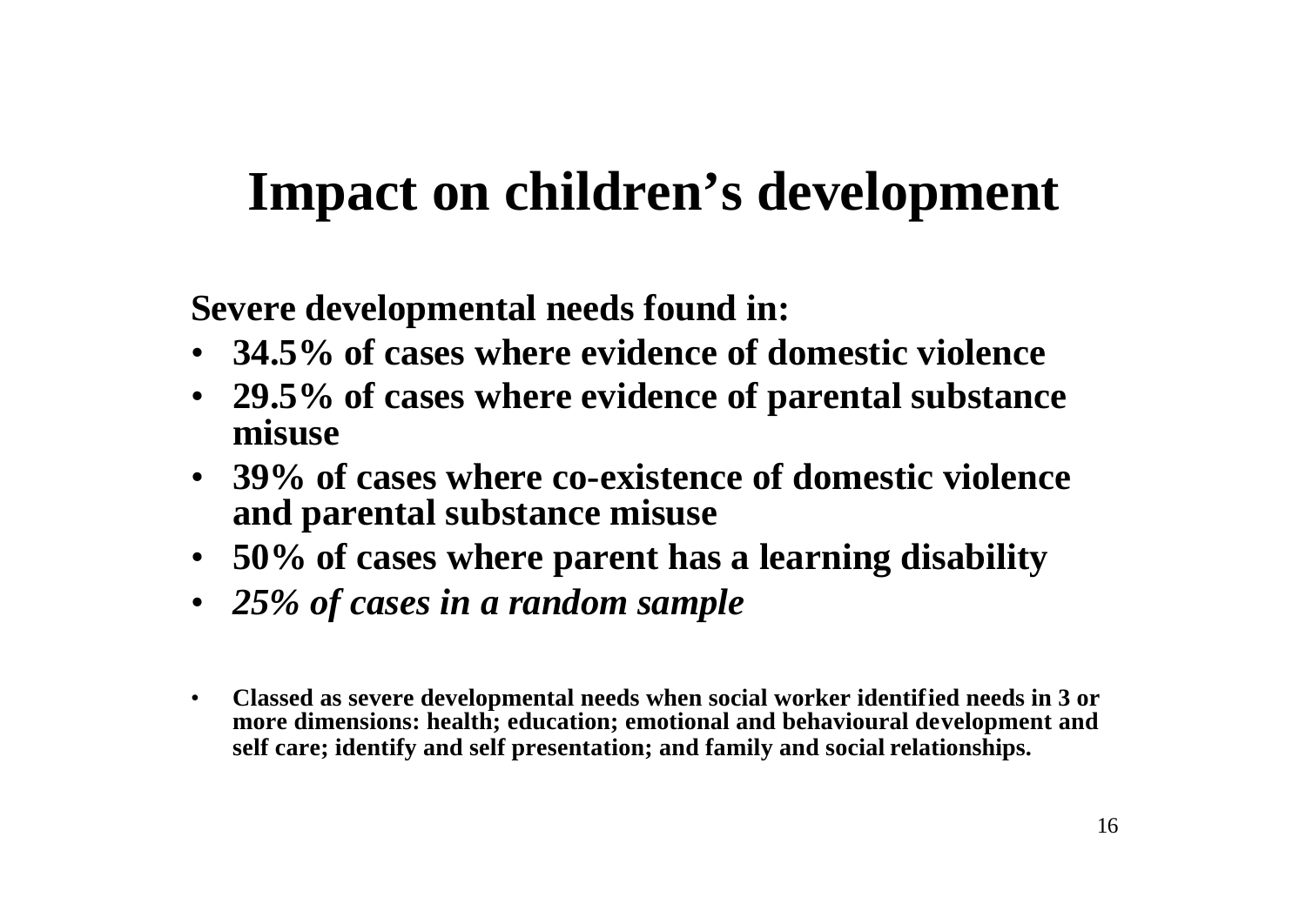# Impact on children's development

**Severe developmental needs found in:**

- **34.5% of cases where evidence of domestic violence**
- **29.5% of cases where evidence of parental substance misuse**
- **39% of cases where co-existence of domestic violence and parental substance misuse**
- **50% of cases where parent has a learning disability**
- ***25% of cases in a random sample***

- **Classed as severe developmental needs when social worker identified needs in 3 or more dimensions: health; education; emotional and behavioural development and self care; identify and self presentation; and family and social relationships.**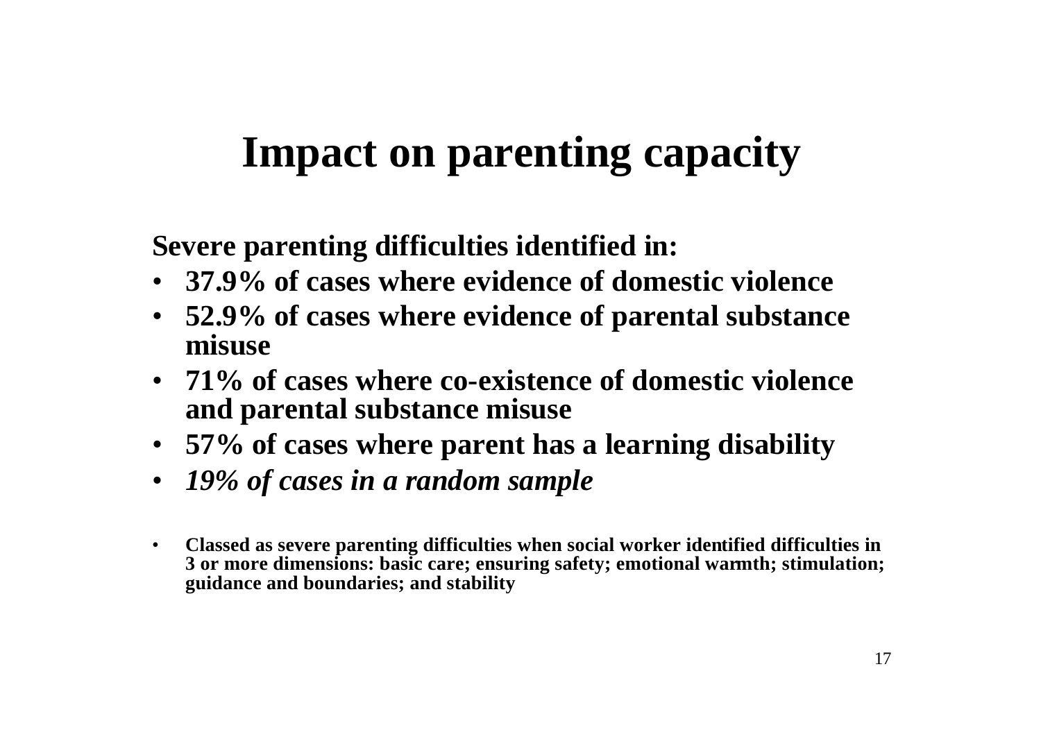# Impact on parenting capacity

**Severe parenting difficulties identified in:**

- **37.9% of cases where evidence of domestic violence**
- **52.9% of cases where evidence of parental substance misuse**
- **71% of cases where co-existence of domestic violence and parental substance misuse**
- **57% of cases where parent has a learning disability**
- ***19% of cases in a random sample***

- **Classed as severe parenting difficulties when social worker identified difficulties in 3 or more dimensions: basic care; ensuring safety; emotional warmth; stimulation; guidance and boundaries; and stability**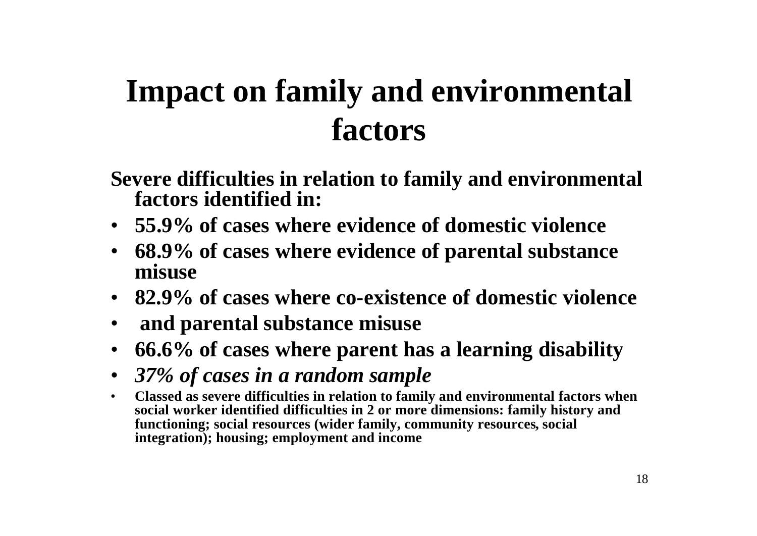# Impact on family and environmental factors

**Severe difficulties in relation to family and environmental factors identified in:**

- **55.9% of cases where evidence of domestic violence**
- **68.9% of cases where evidence of parental substance misuse**
- **82.9% of cases where co-existence of domestic violence**
- **and parental substance misuse**
- **66.6% of cases where parent has a learning disability**
- ***37% of cases in a random sample***
- **Classed as severe difficulties in relation to family and environmental factors when social worker identified difficulties in 2 or more dimensions: family history and functioning; social resources (wider family, community resources, social integration); housing; employment and income**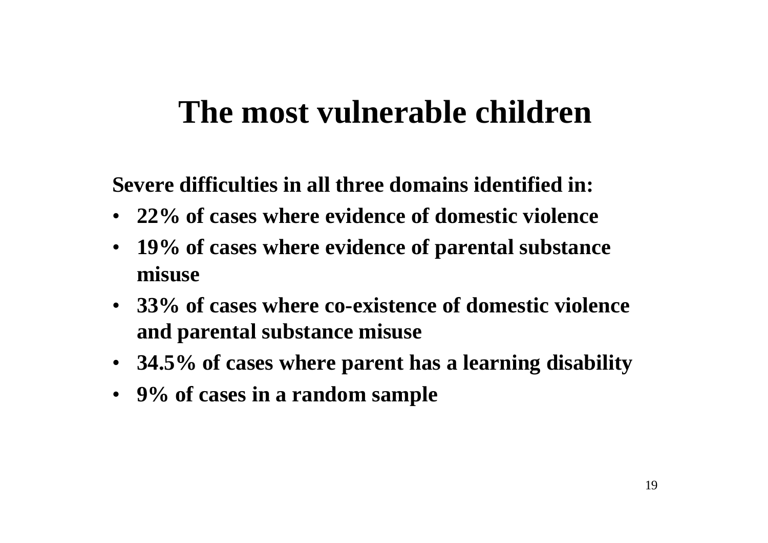# The most vulnerable children

**Severe difficulties in all three domains identified in:**

- **22% of cases where evidence of domestic violence**
- **19% of cases where evidence of parental substance misuse**
- **33% of cases where co-existence of domestic violence and parental substance misuse**
- **34.5% of cases where parent has a learning disability**
- **9% of cases in a random sample**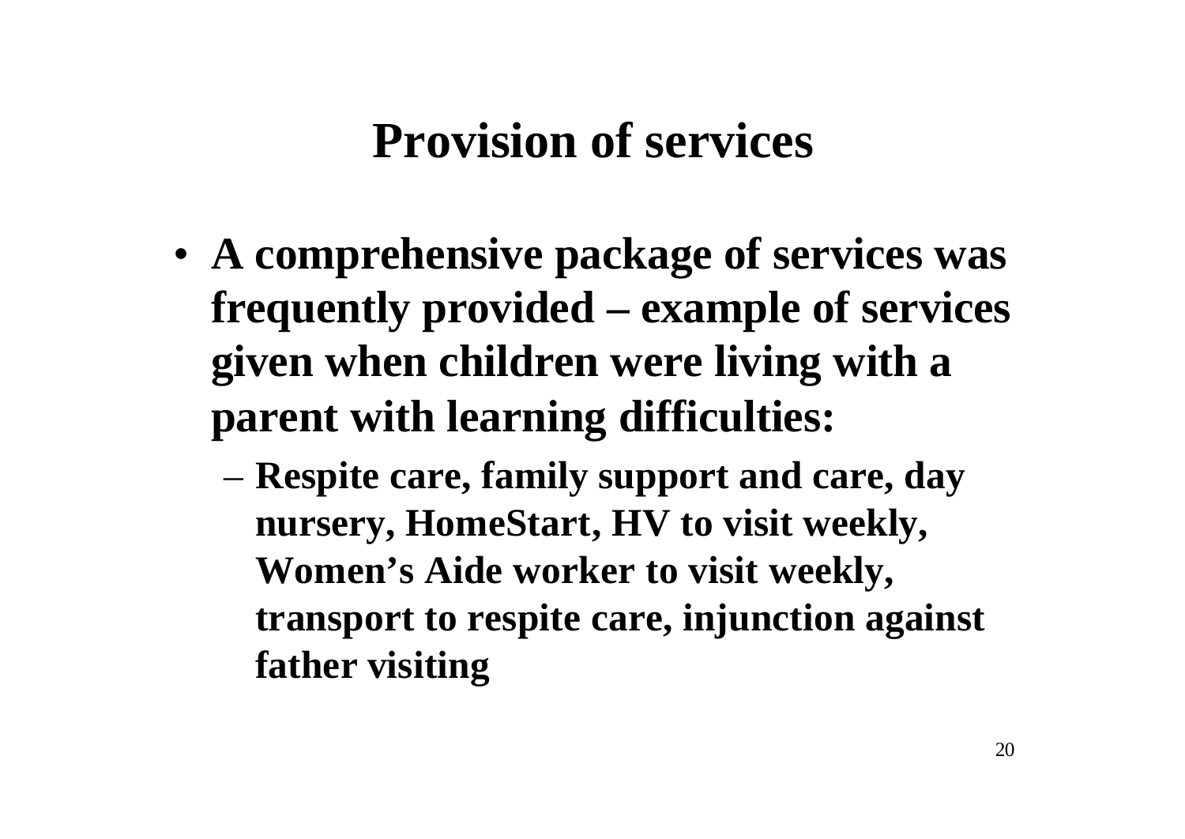# Provision of services

- **A comprehensive package of services was frequently provided – example of services given when children were living with a parent with learning difficulties:**
  - **Respite care, family support and care, day nursery, HomeStart, HV to visit weekly, Women's Aide worker to visit weekly, transport to respite care, injunction against father visiting**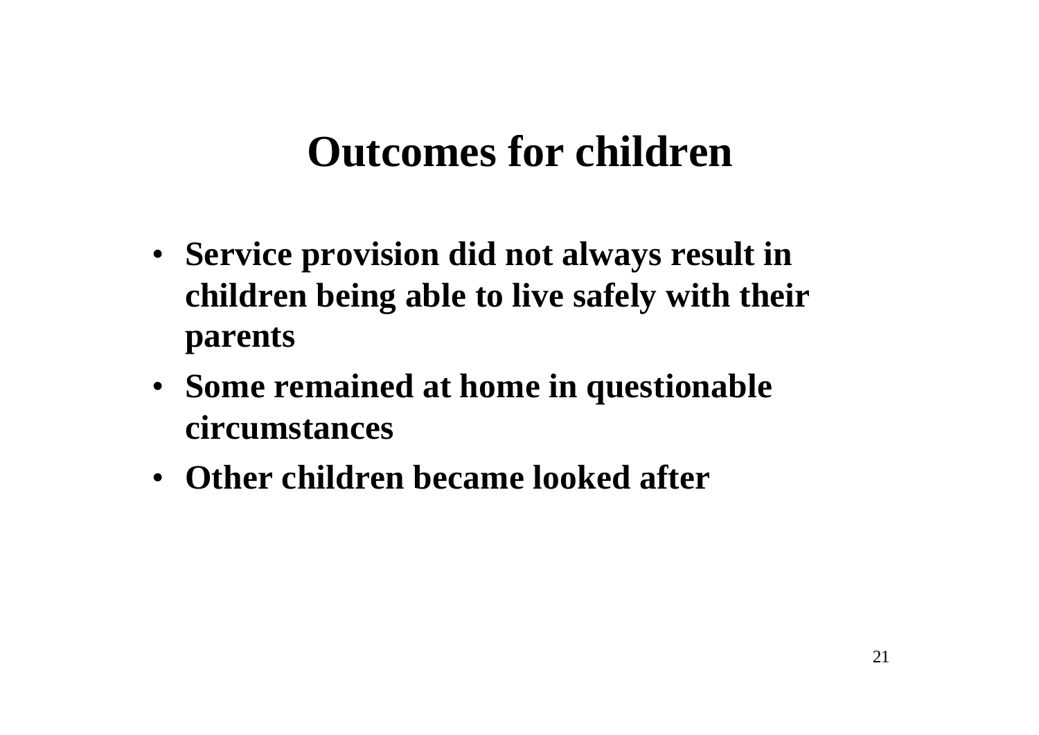# Outcomes for children

- **Service provision did not always result in children being able to live safely with their parents**
- **Some remained at home in questionable circumstances**
- **Other children became looked after**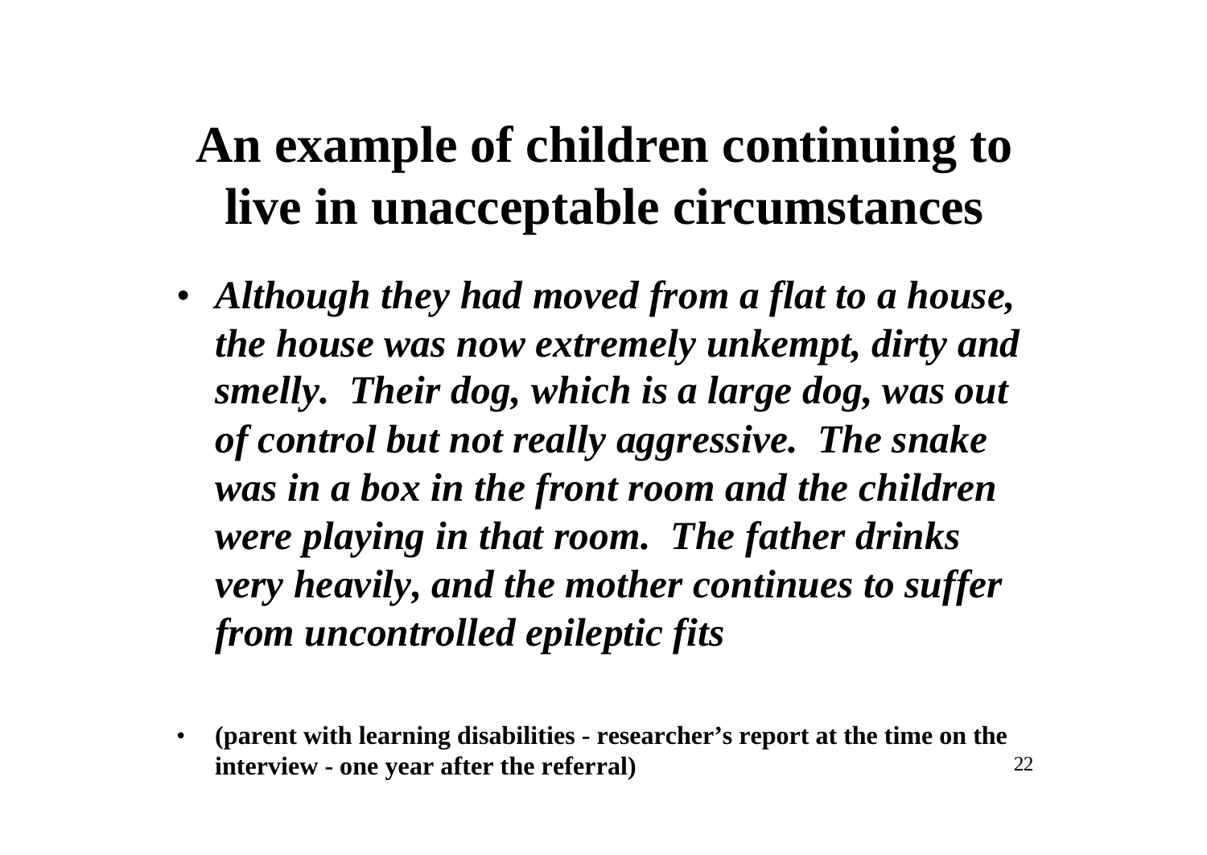# An example of children continuing to live in unacceptable circumstances

- ***Although they had moved from a flat to a house, the house was now extremely unkempt, dirty and smelly. Their dog, which is a large dog, was out of control but not really aggressive. The snake was in a box in the front room and the children were playing in that room. The father drinks very heavily, and the mother continues to suffer from uncontrolled epileptic fits***

- **(parent with learning disabilities - researcher's report at the time on the interview - one year after the referral)**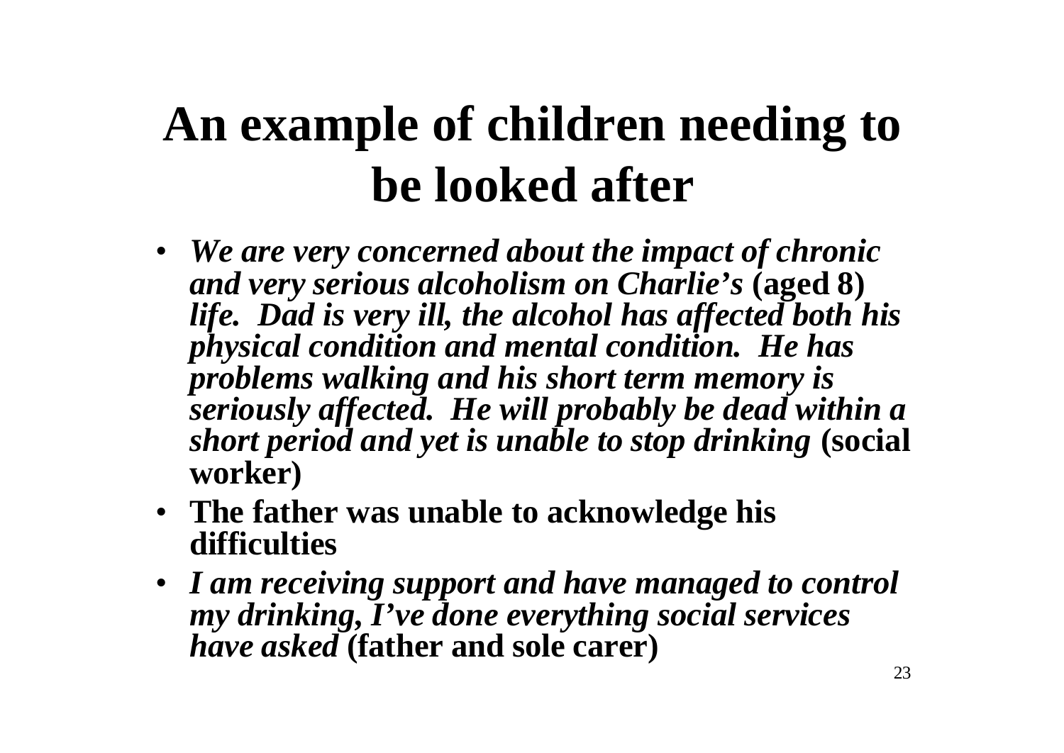# An example of children needing to be looked after

- *We are very concerned about the impact of chronic and very serious alcoholism on Charlie's* **(aged 8)** *life. Dad is very ill, the alcohol has affected both his physical condition and mental condition. He has problems walking and his short term memory is seriously affected. He will probably be dead within a short period and yet is unable to stop drinking* **(social worker)**
- **The father was unable to acknowledge his difficulties**
- *I am receiving support and have managed to control my drinking, I've done everything social services have asked* **(father and sole carer)**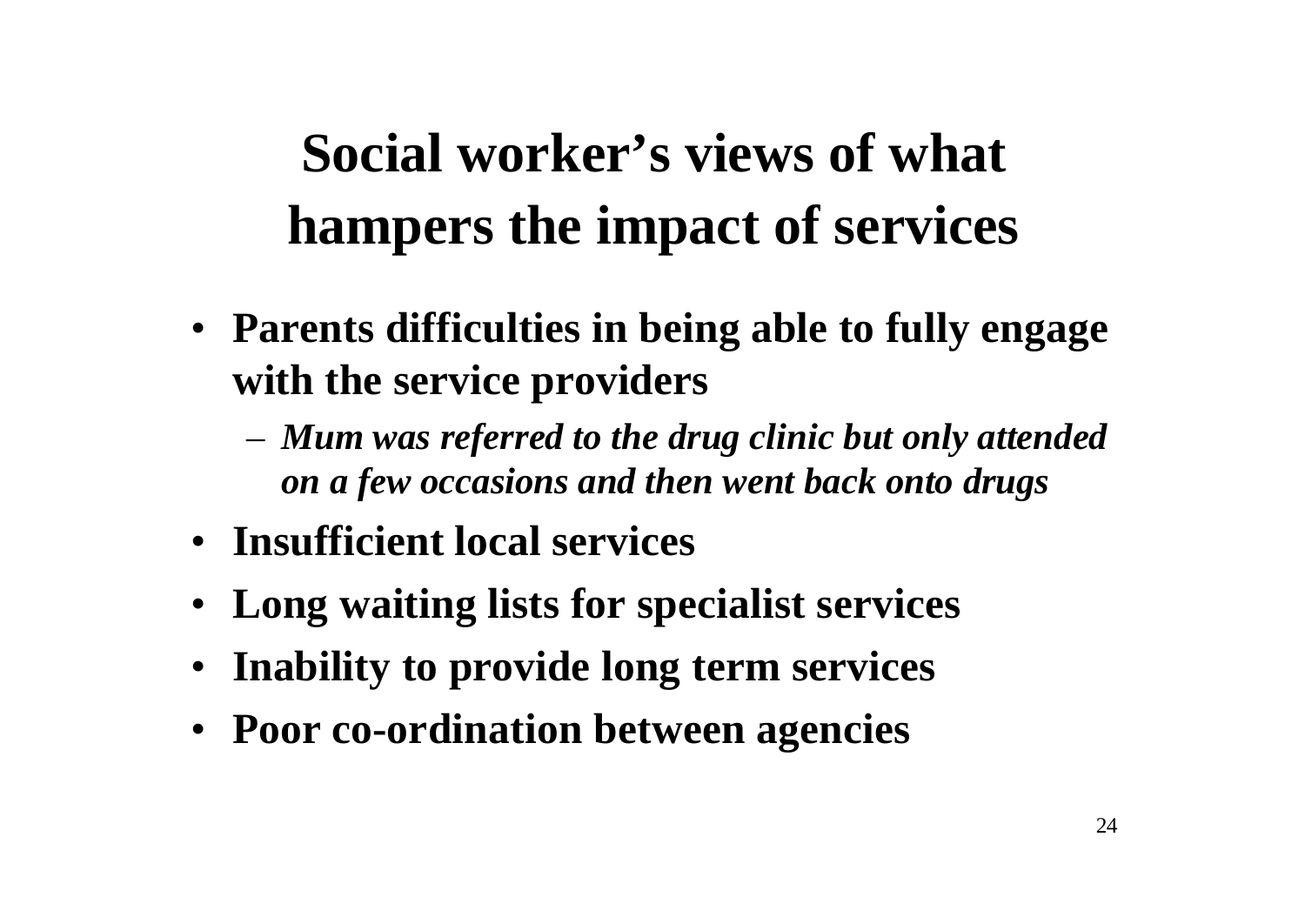# Social worker's views of what hampers the impact of services

- **Parents difficulties in being able to fully engage with the service providers**
  - ***Mum was referred to the drug clinic but only attended on a few occasions and then went back onto drugs***
- **Insufficient local services**
- **Long waiting lists for specialist services**
- **Inability to provide long term services**
- **Poor co-ordination between agencies**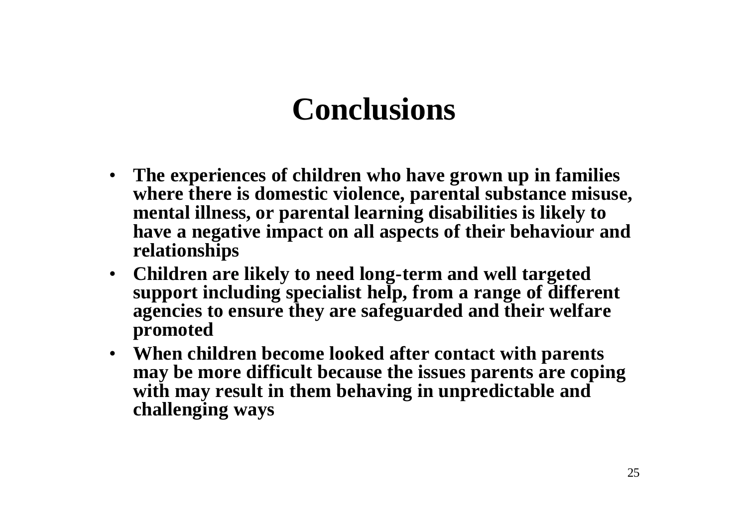# Conclusions

- **The experiences of children who have grown up in families where there is domestic violence, parental substance misuse, mental illness, or parental learning disabilities is likely to have a negative impact on all aspects of their behaviour and relationships**
- **Children are likely to need long-term and well targeted support including specialist help, from a range of different agencies to ensure they are safeguarded and their welfare promoted**
- **When children become looked after contact with parents may be more difficult because the issues parents are coping with may result in them behaving in unpredictable and challenging ways**